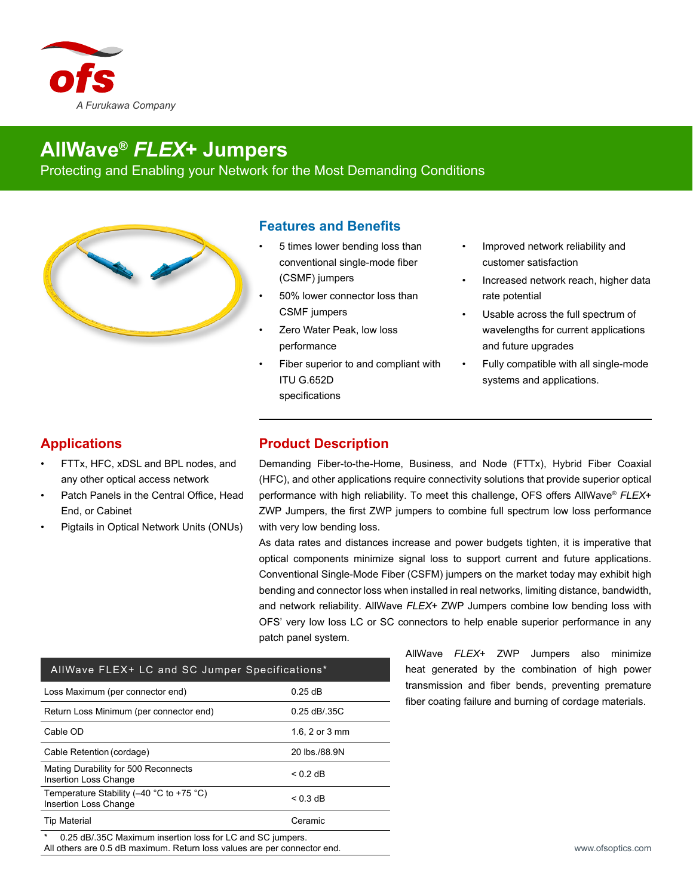ofs

A Furukawa Company

# AllWave® *FLEX*+ Jumpers

Protecting and Enabling your Network for the Most Demanding Conditions

## Features and Benefits

- 5 times lower bending loss than conventional single-mode fiber (CSMF) jumpers
- 50% lower connector loss than CSMF jumpers
- Zero Water Peak, low loss performance
- Fiber superior to and compliant with ITU G.652D specifications
- Improved network reliability and customer satisfaction
- Increased network reach, higher data rate potential
- Usable across the full spectrum of wavelengths for current applications and future upgrades
- Fully compatible with all single-mode systems and applications.

## Applications

- FTTx, HFC, xDSL and BPL nodes, and any other optical access network
- Patch Panels in the Central Office, Head End, or Cabinet
- Pigtails in Optical Network Units (ONUs)

## Product Description

Demanding Fiber-to-the-Home, Business, and Node (FTTx), Hybrid Fiber Coaxial (HFC), and other applications require connectivity solutions that provide superior optical performance with high reliability. To meet this challenge, OFS offers AllWave® *FLEX*+ ZWP Jumpers, the first ZWP jumpers to combine full spectrum low loss performance with very low bending loss.

As data rates and distances increase and power budgets tighten, it is imperative that optical components minimize signal loss to support current and future applications. Conventional Single-Mode Fiber (CSFM) jumpers on the market today may exhibit high bending and connector loss when installed in real networks, limiting distance, bandwidth, and network reliability. AllWave *FLEX*+ ZWP Jumpers combine low bending loss with OFS' very low loss LC or SC connectors to help enable superior performance in any patch panel system.

AllWave *FLEX*+ ZWP Jumpers also minimize heat generated by the combination of high power transmission and fiber bends, preventing premature fiber coating failure and burning of cordage materials.

| AllWave FLEX+ LC and SC Jumper Specifications* | |
|---|---|
| Loss Maximum (per connector end) | 0.25 dB |
| Return Loss Minimum (per connector end) | 0.25 dB/.35C |
| Cable OD | 1.6, 2 or 3 mm |
| Cable Retention (cordage) | 20 lbs./88.9N |
| Mating Durability for 500 Reconnects Insertion Loss Change | < 0.2 dB |
| Temperature Stability (–40 °C to +75 °C) Insertion Loss Change | < 0.3 dB |
| Tip Material | Ceramic |

\* 0.25 dB/.35C Maximum insertion loss for LC and SC jumpers.
All others are 0.5 dB maximum. Return loss values are per connector end.

www.ofsoptics.com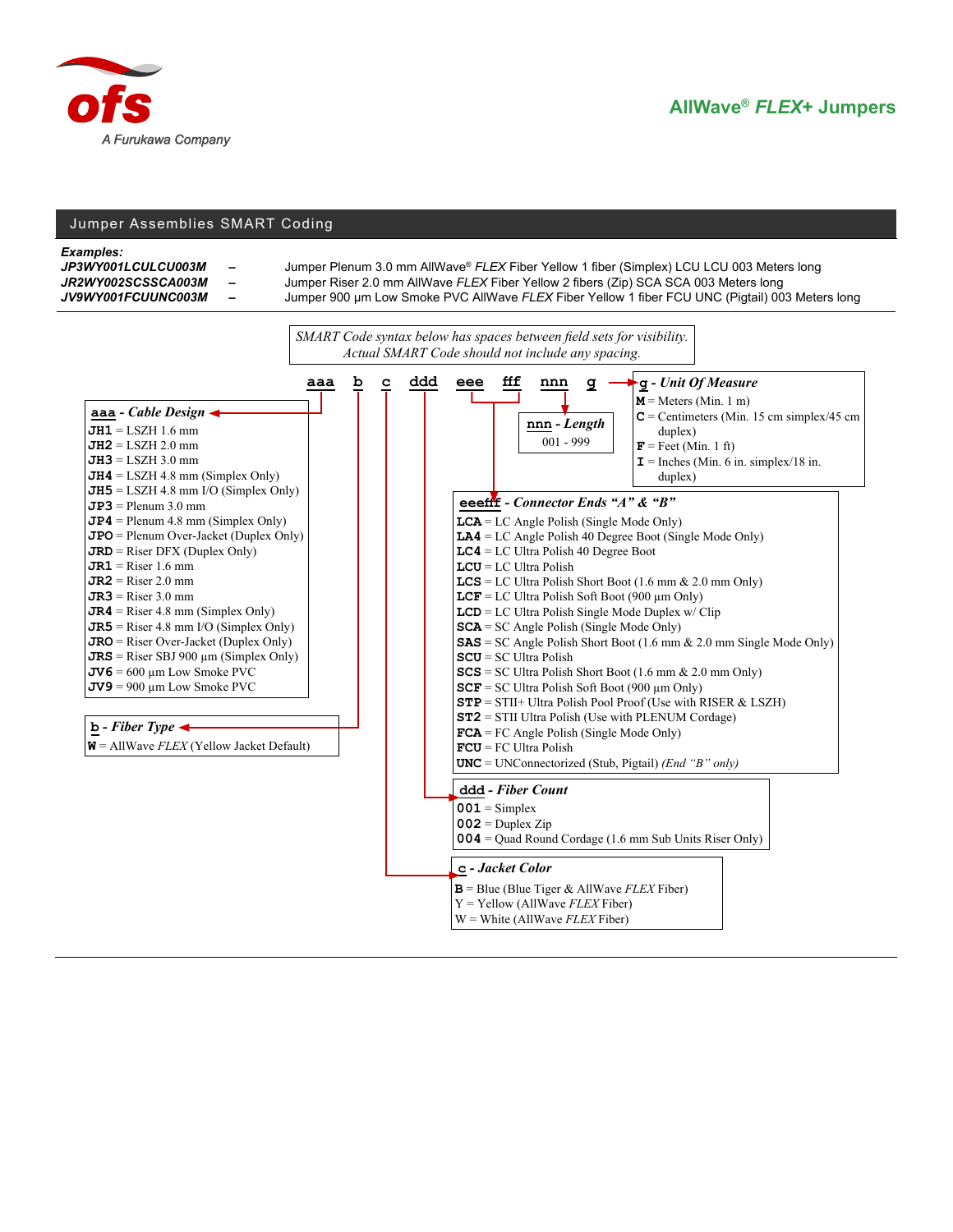# Jumper Assemblies SMART Coding

**Examples:**

| | | |
|---|---|---|
| *JP3WY001LCULCU003M* | – | Jumper Plenum 3.0 mm AllWave® *FLEX* Fiber Yellow 1 fiber (Simplex) LCU LCU 003 Meters long |
| *JR2WY002SCSSCA003M* | – | Jumper Riser 2.0 mm AllWave *FLEX* Fiber Yellow 2 fibers (Zip) SCA SCA 003 Meters long |
| *JV9WY001FCUUNC003M* | – | Jumper 900 µm Low Smoke PVC AllWave *FLEX* Fiber Yellow 1 fiber FCU UNC (Pigtail) 003 Meters long |

*SMART Code syntax below has spaces between field sets for visibility. Actual SMART Code should not include any spacing.*

**aaa b c ddd eee fff nnn g**

### aaa - Cable Design

- **JH1** = LSZH 1.6 mm
- **JH2** = LSZH 2.0 mm
- **JH3** = LSZH 3.0 mm
- **JH4** = LSZH 4.8 mm (Simplex Only)
- **JH5** = LSZH 4.8 mm I/O (Simplex Only)
- **JP3** = Plenum 3.0 mm
- **JP4** = Plenum 4.8 mm (Simplex Only)
- **JPO** = Plenum Over-Jacket (Duplex Only)
- **JRD** = Riser DFX (Duplex Only)
- **JR1** = Riser 1.6 mm
- **JR2** = Riser 2.0 mm
- **JR3** = Riser 3.0 mm
- **JR4** = Riser 4.8 mm (Simplex Only)
- **JR5** = Riser 4.8 mm I/O (Simplex Only)
- **JRO** = Riser Over-Jacket (Duplex Only)
- **JRS** = Riser SBJ 900 µm (Simplex Only)
- **JV6** = 600 µm Low Smoke PVC
- **JV9** = 900 µm Low Smoke PVC

### b - Fiber Type

- **W** = AllWave *FLEX* (Yellow Jacket Default)

### c - Jacket Color

- **B** = Blue (Blue Tiger & AllWave *FLEX* Fiber)
- Y = Yellow (AllWave *FLEX* Fiber)
- W = White (AllWave *FLEX* Fiber)

### ddd - Fiber Count

- **001** = Simplex
- **002** = Duplex Zip
- **004** = Quad Round Cordage (1.6 mm Sub Units Riser Only)

### eeefff - Connector Ends "A" & "B"

- **LCA** = LC Angle Polish (Single Mode Only)
- **LA4** = LC Angle Polish 40 Degree Boot (Single Mode Only)
- **LC4** = LC Ultra Polish 40 Degree Boot
- **LCU** = LC Ultra Polish
- **LCS** = LC Ultra Polish Short Boot (1.6 mm & 2.0 mm Only)
- **LCF** = LC Ultra Polish Soft Boot (900 µm Only)
- **LCD** = LC Ultra Polish Single Mode Duplex w/ Clip
- **SCA** = SC Angle Polish (Single Mode Only)
- **SAS** = SC Angle Polish Short Boot (1.6 mm & 2.0 mm Single Mode Only)
- **SCU** = SC Ultra Polish
- **SCS** = SC Ultra Polish Short Boot (1.6 mm & 2.0 mm Only)
- **SCF** = SC Ultra Polish Soft Boot (900 µm Only)
- **STP** = STII+ Ultra Polish Pool Proof (Use with RISER & LSZH)
- **ST2** = STII Ultra Polish (Use with PLENUM Cordage)
- **FCA** = FC Angle Polish (Single Mode Only)
- **FCU** = FC Ultra Polish
- **UNC** = UNConnectorized (Stub, Pigtail) *(End "B" only)*

### nnn - Length

001 - 999

### g - Unit Of Measure

- **M** = Meters (Min. 1 m)
- **C** = Centimeters (Min. 15 cm simplex/45 cm duplex)
- **F** = Feet (Min. 1 ft)
- **I** = Inches (Min. 6 in. simplex/18 in. duplex)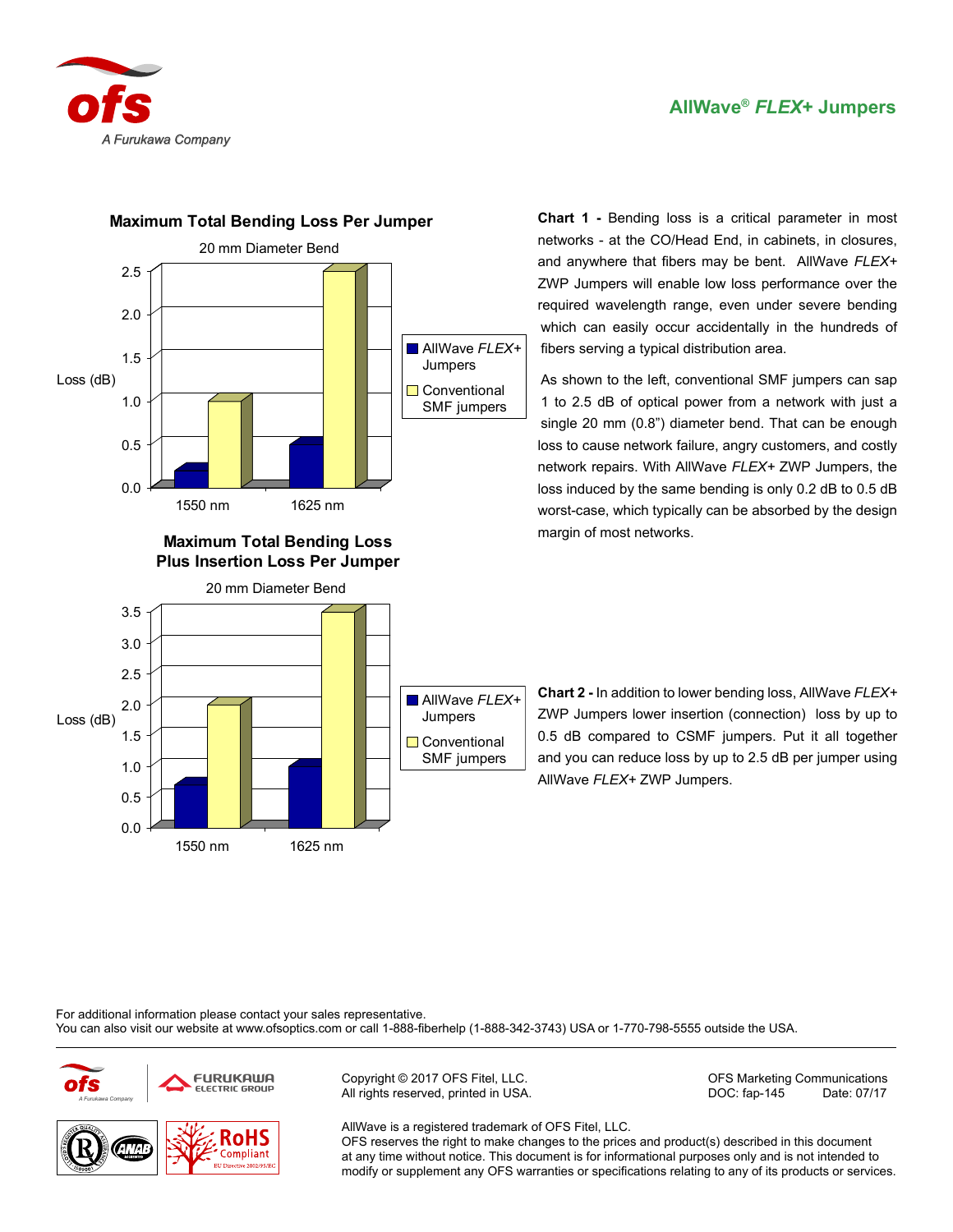## AllWave® *FLEX*+ Jumpers

**Maximum Total Bending Loss Per Jumper**

20 mm Diameter Bend

Loss (dB)

2.5
2.0
1.5
1.0
0.5
0.0

1550 nm
1625 nm

AllWave *FLEX*+ Jumpers

Conventional SMF jumpers

**Chart 1 -** Bending loss is a critical parameter in most networks - at the CO/Head End, in cabinets, in closures, and anywhere that fibers may be bent. AllWave *FLEX*+ ZWP Jumpers will enable low loss performance over the required wavelength range, even under severe bending which can easily occur accidentally in the hundreds of fibers serving a typical distribution area.

As shown to the left, conventional SMF jumpers can sap 1 to 2.5 dB of optical power from a network with just a single 20 mm (0.8") diameter bend. That can be enough loss to cause network failure, angry customers, and costly network repairs. With AllWave *FLEX*+ ZWP Jumpers, the loss induced by the same bending is only 0.2 dB to 0.5 dB worst-case, which typically can be absorbed by the design margin of most networks.

**Maximum Total Bending Loss Plus Insertion Loss Per Jumper**

20 mm Diameter Bend

Loss (dB)

3.5
3.0
2.5
2.0
1.5
1.0
0.5
0.0

1550 nm
1625 nm

AllWave *FLEX*+ Jumpers

Conventional SMF jumpers

**Chart 2 -** In addition to lower bending loss, AllWave *FLEX*+ ZWP Jumpers lower insertion (connection) loss by up to 0.5 dB compared to CSMF jumpers. Put it all together and you can reduce loss by up to 2.5 dB per jumper using AllWave *FLEX*+ ZWP Jumpers.

For additional information please contact your sales representative.
You can also visit our website at www.ofsoptics.com or call 1-888-fiberhelp (1-888-342-3743) USA or 1-770-798-5555 outside the USA.

Copyright © 2017 OFS Fitel, LLC.
All rights reserved, printed in USA.

OFS Marketing Communications
DOC: fap-145 Date: 07/17

AllWave is a registered trademark of OFS Fitel, LLC.
OFS reserves the right to make changes to the prices and product(s) described in this document at any time without notice. This document is for informational purposes only and is not intended to modify or supplement any OFS warranties or specifications relating to any of its products or services.